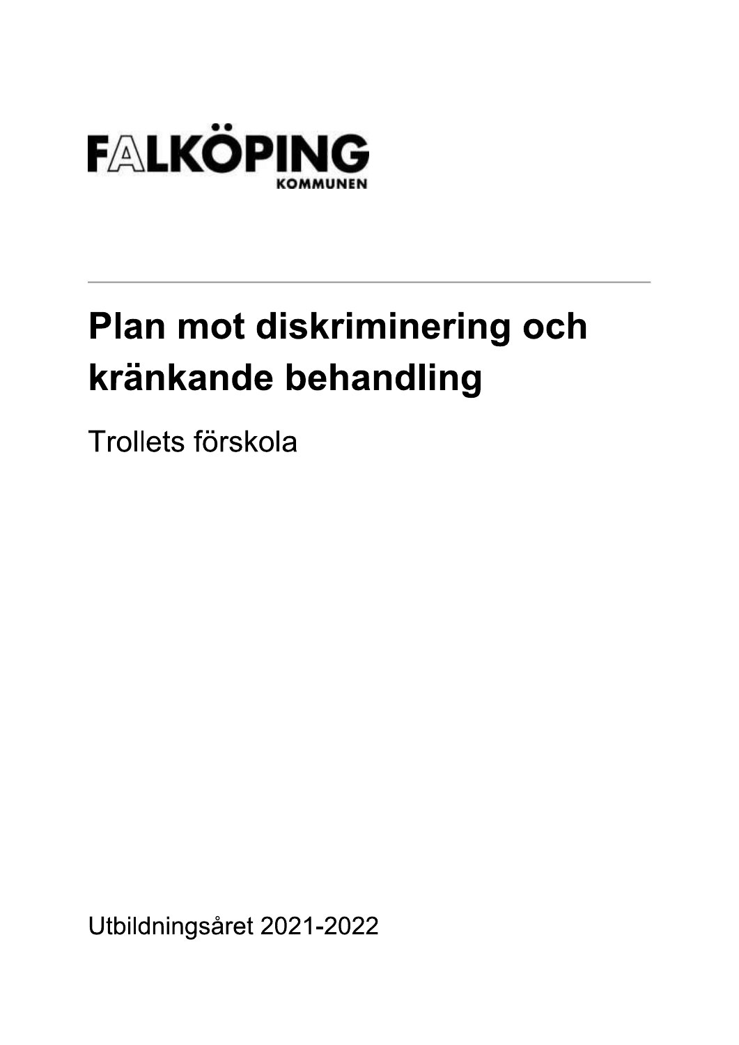FALKÖPING
KOMMUNEN

# Plan mot diskriminering och kränkande behandling

Trollets förskola

Utbildningsåret 2021-2022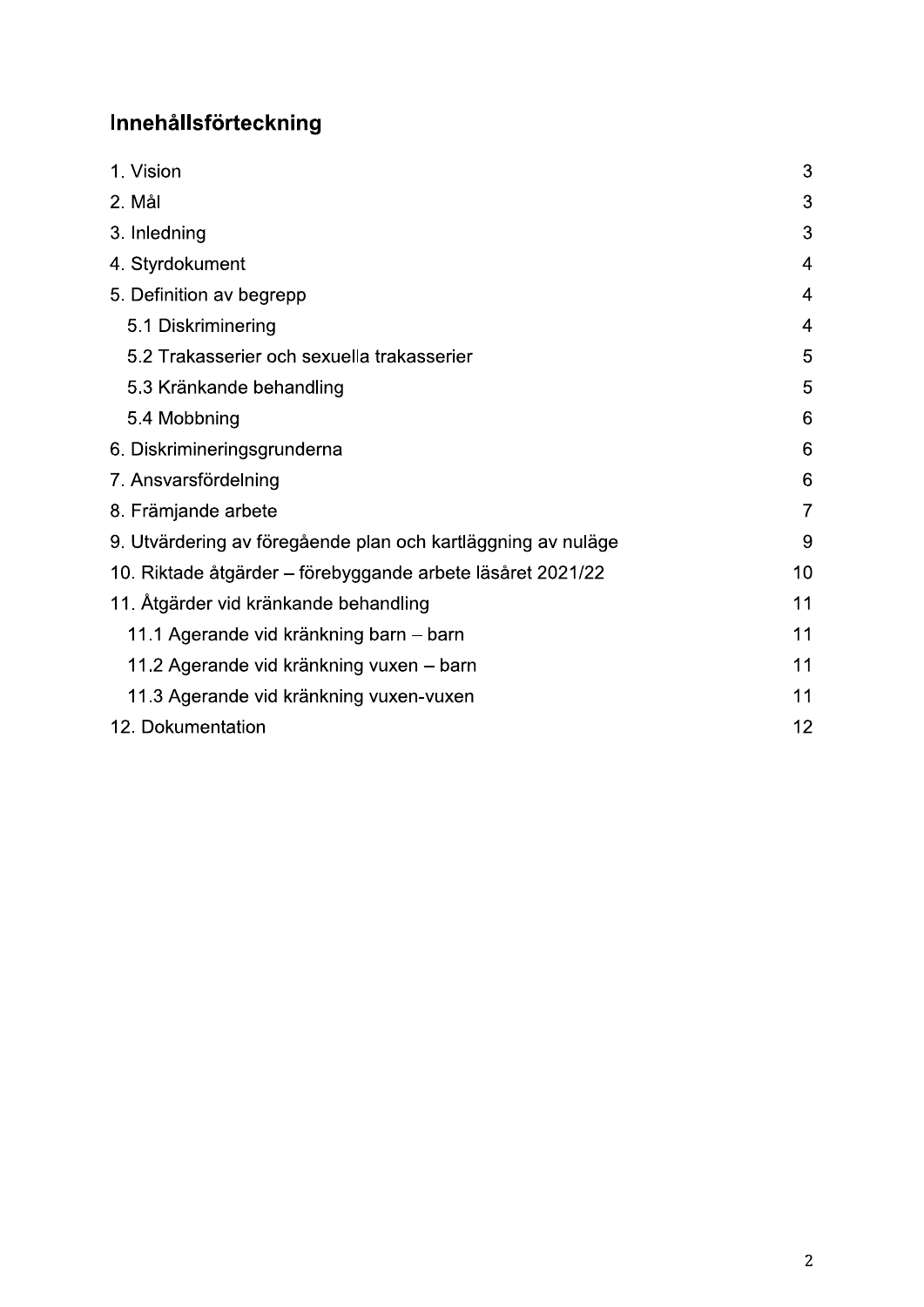# Innehållsförteckning

1. Vision 3
2. Mål 3
3. Inledning 3
4. Styrdokument 4
5. Definition av begrepp 4
   - 5.1 Diskriminering 4
   - 5.2 Trakasserier och sexuella trakasserier 5
   - 5.3 Kränkande behandling 5
   - 5.4 Mobbning 6
6. Diskrimineringsgrunderna 6
7. Ansvarsfördelning 6
8. Främjande arbete 7
9. Utvärdering av föregående plan och kartläggning av nuläge 9
10. Riktade åtgärder – förebyggande arbete läsåret 2021/22 10
11. Åtgärder vid kränkande behandling 11
    - 11.1 Agerande vid kränkning barn – barn 11
    - 11.2 Agerande vid kränkning vuxen – barn 11
    - 11.3 Agerande vid kränkning vuxen-vuxen 11
12. Dokumentation 12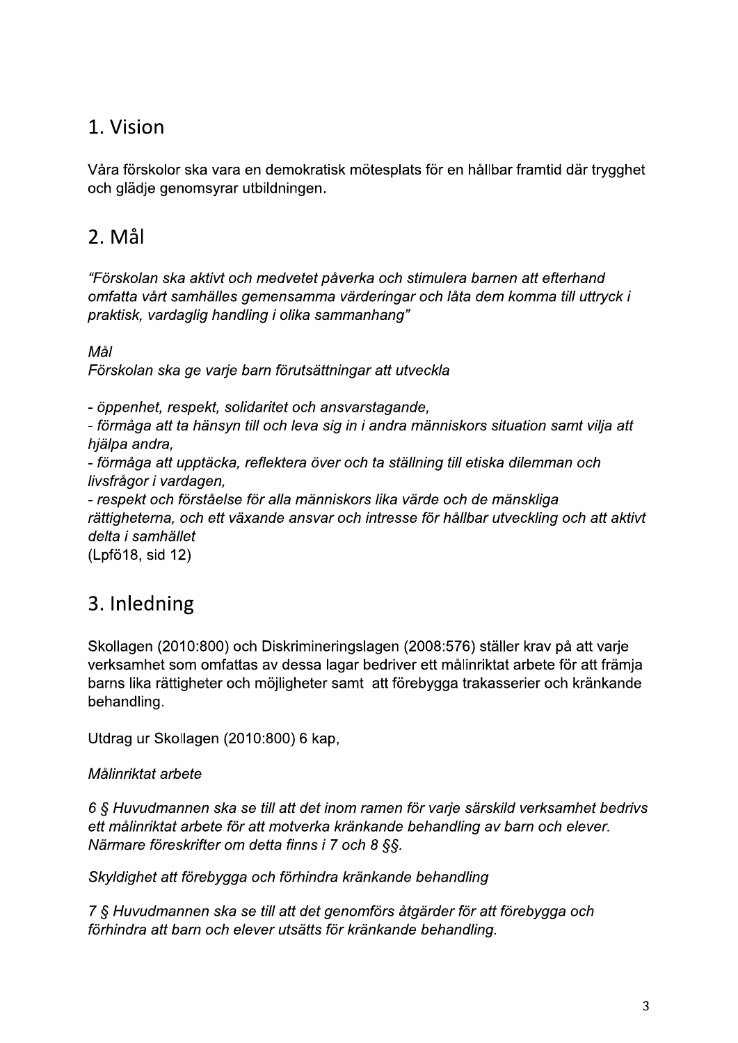# 1. Vision

Våra förskolor ska vara en demokratisk mötesplats för en hållbar framtid där trygghet och glädje genomsyrar utbildningen.

# 2. Mål

*"Förskolan ska aktivt och medvetet påverka och stimulera barnen att efterhand omfatta vårt samhälles gemensamma värderingar och låta dem komma till uttryck i praktisk, vardaglig handling i olika sammanhang"*

*Mål*
*Förskolan ska ge varje barn förutsättningar att utveckla*

- *öppenhet, respekt, solidaritet och ansvarstagande,*
- *förmåga att ta hänsyn till och leva sig in i andra människors situation samt vilja att hjälpa andra,*
- *förmåga att upptäcka, reflektera över och ta ställning till etiska dilemman och livsfrågor i vardagen,*
- *respekt och förståelse för alla människors lika värde och de mänskliga rättigheterna, och ett växande ansvar och intresse för hållbar utveckling och att aktivt delta i samhället*

(Lpfö18, sid 12)

# 3. Inledning

Skollagen (2010:800) och Diskrimineringslagen (2008:576) ställer krav på att varje verksamhet som omfattas av dessa lagar bedriver ett målinriktat arbete för att främja barns lika rättigheter och möjligheter samt att förebygga trakasserier och kränkande behandling.

Utdrag ur Skollagen (2010:800) 6 kap,

*Målinriktat arbete*

*6 § Huvudmannen ska se till att det inom ramen för varje särskild verksamhet bedrivs ett målinriktat arbete för att motverka kränkande behandling av barn och elever. Närmare föreskrifter om detta finns i 7 och 8 §§.*

*Skyldighet att förebygga och förhindra kränkande behandling*

*7 § Huvudmannen ska se till att det genomförs åtgärder för att förebygga och förhindra att barn och elever utsätts för kränkande behandling.*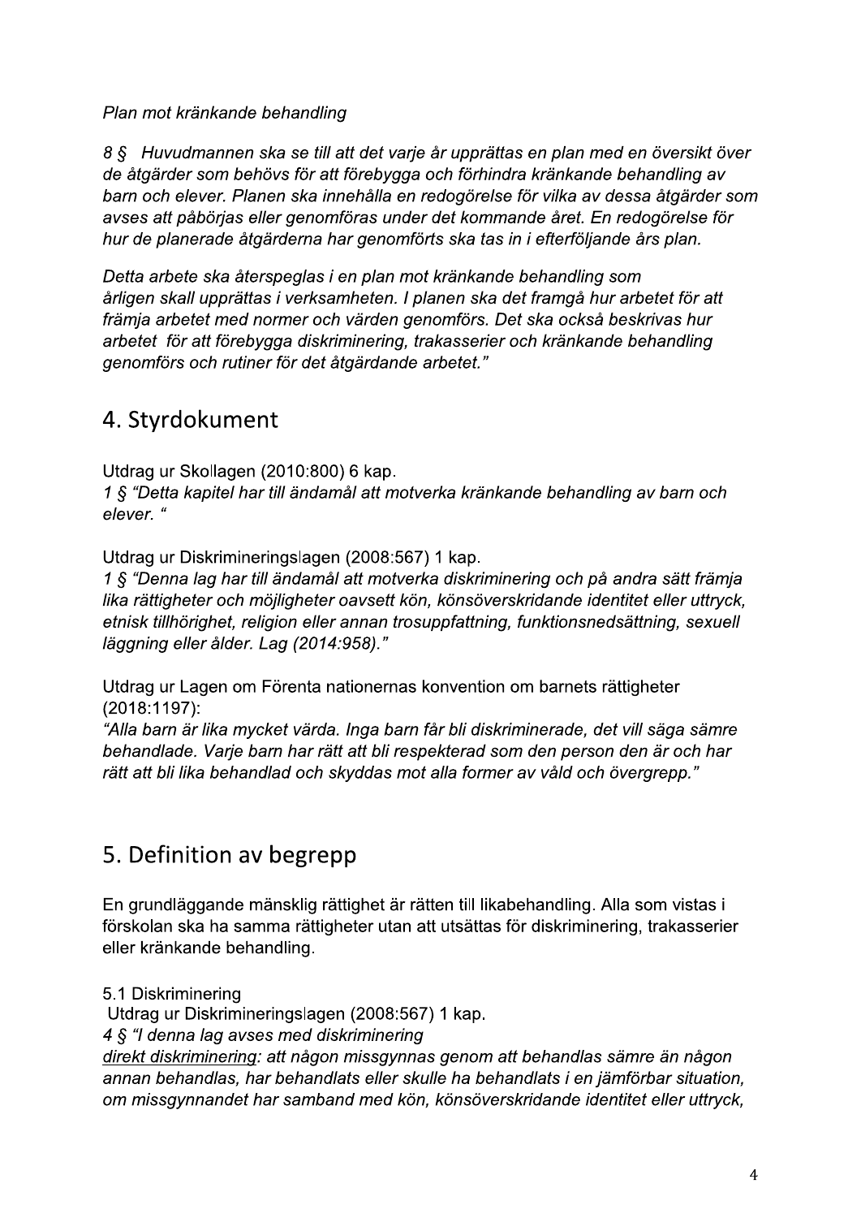*Plan mot kränkande behandling*

*8 § Huvudmannen ska se till att det varje år upprättas en plan med en översikt över de åtgärder som behövs för att förebygga och förhindra kränkande behandling av barn och elever. Planen ska innehålla en redogörelse för vilka av dessa åtgärder som avses att påbörjas eller genomföras under det kommande året. En redogörelse för hur de planerade åtgärderna har genomförts ska tas in i efterföljande års plan.*

*Detta arbete ska återspeglas i en plan mot kränkande behandling som årligen skall upprättas i verksamheten. I planen ska det framgå hur arbetet för att främja arbetet med normer och värden genomförs. Det ska också beskrivas hur arbetet för att förebygga diskriminering, trakasserier och kränkande behandling genomförs och rutiner för det åtgärdande arbetet."*

## 4. Styrdokument

Utdrag ur Skollagen (2010:800) 6 kap.
*1 § "Detta kapitel har till ändamål att motverka kränkande behandling av barn och elever. "*

Utdrag ur Diskrimineringslagen (2008:567) 1 kap.
*1 § "Denna lag har till ändamål att motverka diskriminering och på andra sätt främja lika rättigheter och möjligheter oavsett kön, könsöverskridande identitet eller uttryck, etnisk tillhörighet, religion eller annan trosuppfattning, funktionsnedsättning, sexuell läggning eller ålder. Lag (2014:958)."*

Utdrag ur Lagen om Förenta nationernas konvention om barnets rättigheter (2018:1197):
*"Alla barn är lika mycket värda. Inga barn får bli diskriminerade, det vill säga sämre behandlade. Varje barn har rätt att bli respekterad som den person den är och har rätt att bli lika behandlad och skyddas mot alla former av våld och övergrepp."*

## 5. Definition av begrepp

En grundläggande mänsklig rättighet är rätten till likabehandling. Alla som vistas i förskolan ska ha samma rättigheter utan att utsättas för diskriminering, trakasserier eller kränkande behandling.

5.1 Diskriminering
Utdrag ur Diskrimineringslagen (2008:567) 1 kap.
*4 § "I denna lag avses med diskriminering*
*direkt diskriminering: att någon missgynnas genom att behandlas sämre än någon annan behandlas, har behandlats eller skulle ha behandlats i en jämförbar situation, om missgynnandet har samband med kön, könsöverskridande identitet eller uttryck,*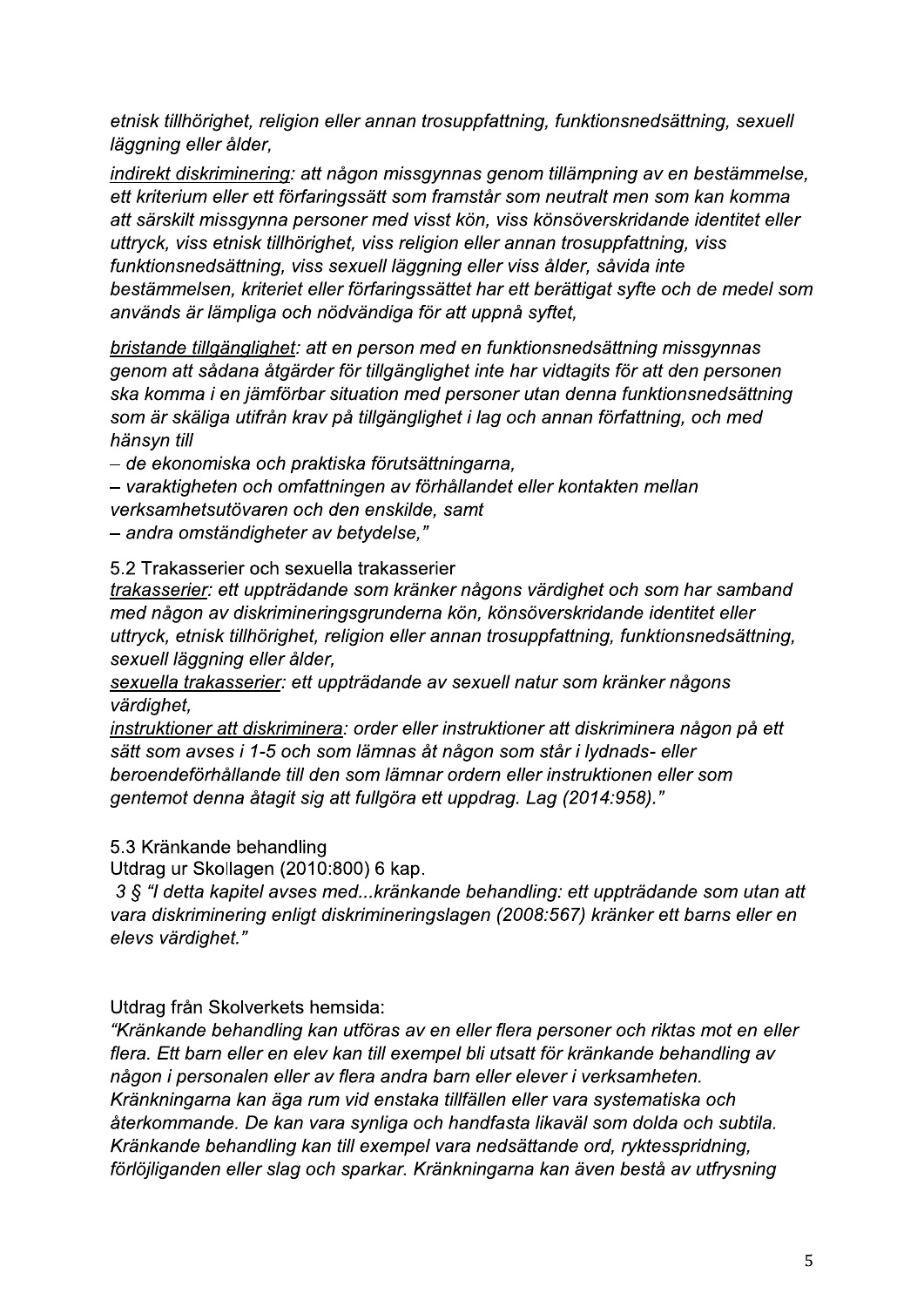*etnisk tillhörighet, religion eller annan trosuppfattning, funktionsnedsättning, sexuell läggning eller ålder,*

*indirekt diskriminering: att någon missgynnas genom tillämpning av en bestämmelse, ett kriterium eller ett förfaringssätt som framstår som neutralt men som kan komma att särskilt missgynna personer med visst kön, viss könsöverskridande identitet eller uttryck, viss etnisk tillhörighet, viss religion eller annan trosuppfattning, viss funktionsnedsättning, viss sexuell läggning eller viss ålder, såvida inte bestämmelsen, kriteriet eller förfaringssättet har ett berättigat syfte och de medel som används är lämpliga och nödvändiga för att uppnå syftet,*

*bristande tillgänglighet: att en person med en funktionsnedsättning missgynnas genom att sådana åtgärder för tillgänglighet inte har vidtagits för att den personen ska komma i en jämförbar situation med personer utan denna funktionsnedsättning som är skäliga utifrån krav på tillgänglighet i lag och annan författning, och med hänsyn till*

*– de ekonomiska och praktiska förutsättningarna,*
*– varaktigheten och omfattningen av förhållandet eller kontakten mellan verksamhetsutövaren och den enskilde, samt*
*– andra omständigheter av betydelse,"*

### 5.2 Trakasserier och sexuella trakasserier

*trakasserier: ett uppträdande som kränker någons värdighet och som har samband med någon av diskrimineringsgrunderna kön, könsöverskridande identitet eller uttryck, etnisk tillhörighet, religion eller annan trosuppfattning, funktionsnedsättning, sexuell läggning eller ålder,*
*sexuella trakasserier: ett uppträdande av sexuell natur som kränker någons värdighet,*
*instruktioner att diskriminera: order eller instruktioner att diskriminera någon på ett sätt som avses i 1-5 och som lämnas åt någon som står i lydnads- eller beroendeförhållande till den som lämnar ordern eller instruktionen eller som gentemot denna åtagit sig att fullgöra ett uppdrag. Lag (2014:958)."*

### 5.3 Kränkande behandling

Utdrag ur Skollagen (2010:800) 6 kap.

*3 § "I detta kapitel avses med...kränkande behandling: ett uppträdande som utan att vara diskriminering enligt diskrimineringslagen (2008:567) kränker ett barns eller en elevs värdighet."*

Utdrag från Skolverkets hemsida:

*"Kränkande behandling kan utföras av en eller flera personer och riktas mot en eller flera. Ett barn eller en elev kan till exempel bli utsatt för kränkande behandling av någon i personalen eller av flera andra barn eller elever i verksamheten. Kränkningarna kan äga rum vid enstaka tillfällen eller vara systematiska och återkommande. De kan vara synliga och handfasta likaväl som dolda och subtila. Kränkande behandling kan till exempel vara nedsättande ord, ryktesspridning, förlöjliganden eller slag och sparkar. Kränkningarna kan även bestå av utfrysning*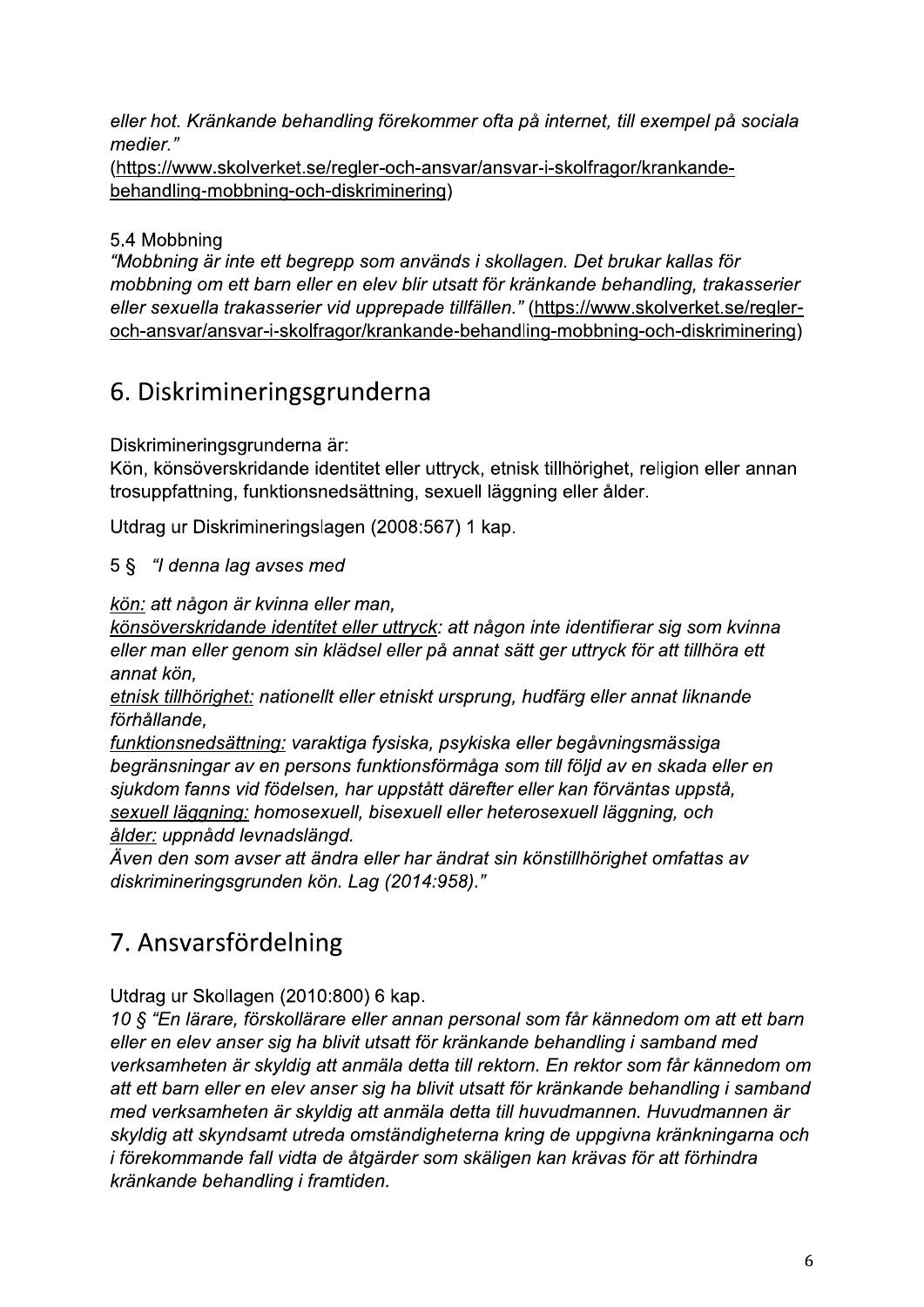*eller hot. Kränkande behandling förekommer ofta på internet, till exempel på sociala medier."*
(https://www.skolverket.se/regler-och-ansvar/ansvar-i-skolfragor/krankande-behandling-mobbning-och-diskriminering)

5.4 Mobbning

*"Mobbning är inte ett begrepp som används i skollagen. Det brukar kallas för mobbning om ett barn eller en elev blir utsatt för kränkande behandling, trakasserier eller sexuella trakasserier vid upprepade tillfällen."* (https://www.skolverket.se/regler-och-ansvar/ansvar-i-skolfragor/krankande-behandling-mobbning-och-diskriminering)

## 6. Diskrimineringsgrunderna

Diskrimineringsgrunderna är:
Kön, könsöverskridande identitet eller uttryck, etnisk tillhörighet, religion eller annan trosuppfattning, funktionsnedsättning, sexuell läggning eller ålder.

Utdrag ur Diskrimineringslagen (2008:567) 1 kap.

5 § *"I denna lag avses med*

*kön: att någon är kvinna eller man,*
*könsöverskridande identitet eller uttryck: att någon inte identifierar sig som kvinna eller man eller genom sin klädsel eller på annat sätt ger uttryck för att tillhöra ett annat kön,*
*etnisk tillhörighet: nationellt eller etniskt ursprung, hudfärg eller annat liknande förhållande,*
*funktionsnedsättning: varaktiga fysiska, psykiska eller begåvningsmässiga begränsningar av en persons funktionsförmåga som till följd av en skada eller en sjukdom fanns vid födelsen, har uppstått därefter eller kan förväntas uppstå,*
*sexuell läggning: homosexuell, bisexuell eller heterosexuell läggning, och*
*ålder: uppnådd levnadslängd.*
*Även den som avser att ändra eller har ändrat sin könstillhörighet omfattas av diskrimineringsgrunden kön. Lag (2014:958)."*

## 7. Ansvarsfördelning

Utdrag ur Skollagen (2010:800) 6 kap.
*10 § "En lärare, förskollärare eller annan personal som får kännedom om att ett barn eller en elev anser sig ha blivit utsatt för kränkande behandling i samband med verksamheten är skyldig att anmäla detta till rektorn. En rektor som får kännedom om att ett barn eller en elev anser sig ha blivit utsatt för kränkande behandling i samband med verksamheten är skyldig att anmäla detta till huvudmannen. Huvudmannen är skyldig att skyndsamt utreda omständigheterna kring de uppgivna kränkningarna och i förekommande fall vidta de åtgärder som skäligen kan krävas för att förhindra kränkande behandling i framtiden.*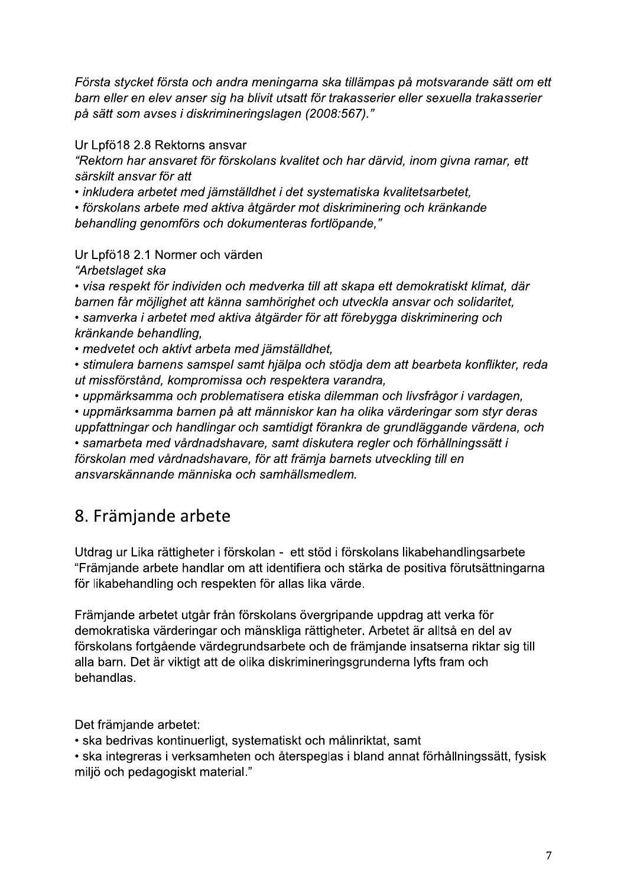*Första stycket första och andra meningarna ska tillämpas på motsvarande sätt om ett barn eller en elev anser sig ha blivit utsatt för trakasserier eller sexuella trakasserier på sätt som avses i diskrimineringslagen (2008:567)."*

Ur Lpfö18 2.8 Rektorns ansvar

*"Rektorn har ansvaret för förskolans kvalitet och har därvid, inom givna ramar, ett särskilt ansvar för att*

- *inkludera arbetet med jämställdhet i det systematiska kvalitetsarbetet,*
- *förskolans arbete med aktiva åtgärder mot diskriminering och kränkande behandling genomförs och dokumenteras fortlöpande,"*

Ur Lpfö18 2.1 Normer och värden

*"Arbetslaget ska*

- *visa respekt för individen och medverka till att skapa ett demokratiskt klimat, där barnen får möjlighet att känna samhörighet och utveckla ansvar och solidaritet,*
- *samverka i arbetet med aktiva åtgärder för att förebygga diskriminering och kränkande behandling,*
- *medvetet och aktivt arbeta med jämställdhet,*
- *stimulera barnens samspel samt hjälpa och stödja dem att bearbeta konflikter, reda ut missförstånd, kompromissa och respektera varandra,*
- *uppmärksamma och problematisera etiska dilemman och livsfrågor i vardagen,*
- *uppmärksamma barnen på att människor kan ha olika värderingar som styr deras uppfattningar och handlingar och samtidigt förankra de grundläggande värdena, och*
- *samarbeta med vårdnadshavare, samt diskutera regler och förhållningssätt i förskolan med vårdnadshavare, för att främja barnets utveckling till en ansvarskännande människa och samhällsmedlem.*

## 8. Främjande arbete

Utdrag ur Lika rättigheter i förskolan - ett stöd i förskolans likabehandlingsarbete "Främjande arbete handlar om att identifiera och stärka de positiva förutsättningarna för likabehandling och respekten för allas lika värde.

Främjande arbetet utgår från förskolans övergripande uppdrag att verka för demokratiska värderingar och mänskliga rättigheter. Arbetet är alltså en del av förskolans fortgående värdegrundsarbete och de främjande insatserna riktar sig till alla barn. Det är viktigt att de olika diskrimineringsgrunderna lyfts fram och behandlas.

Det främjande arbetet:

- ska bedrivas kontinuerligt, systematiskt och målinriktat, samt
- ska integreras i verksamheten och återspeglas i bland annat förhållningssätt, fysisk miljö och pedagogiskt material."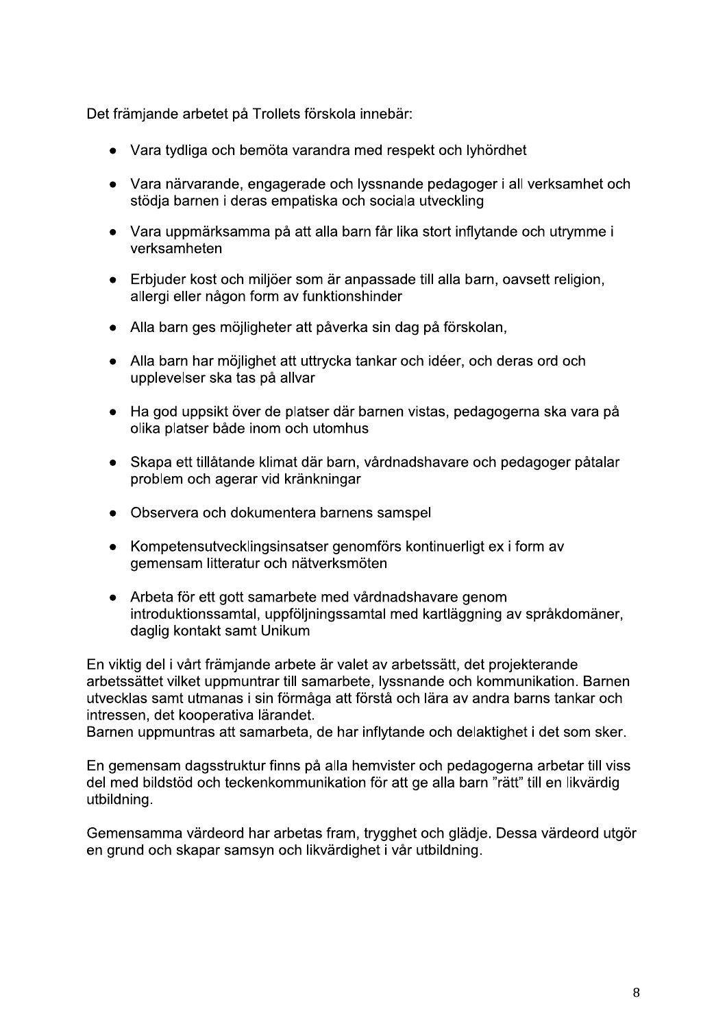Det främjande arbetet på Trollets förskola innebär:

- Vara tydliga och bemöta varandra med respekt och lyhördhet
- Vara närvarande, engagerade och lyssnande pedagoger i all verksamhet och stödja barnen i deras empatiska och sociala utveckling
- Vara uppmärksamma på att alla barn får lika stort inflytande och utrymme i verksamheten
- Erbjuder kost och miljöer som är anpassade till alla barn, oavsett religion, allergi eller någon form av funktionshinder
- Alla barn ges möjligheter att påverka sin dag på förskolan,
- Alla barn har möjlighet att uttrycka tankar och idéer, och deras ord och upplevelser ska tas på allvar
- Ha god uppsikt över de platser där barnen vistas, pedagogerna ska vara på olika platser både inom och utomhus
- Skapa ett tillåtande klimat där barn, vårdnadshavare och pedagoger påtalar problem och agerar vid kränkningar
- Observera och dokumentera barnens samspel
- Kompetensutvecklingsinsatser genomförs kontinuerligt ex i form av gemensam litteratur och nätverksmöten
- Arbeta för ett gott samarbete med vårdnadshavare genom introduktionssamtal, uppföljningssamtal med kartläggning av språkdomäner, daglig kontakt samt Unikum

En viktig del i vårt främjande arbete är valet av arbetssätt, det projekterande arbetssättet vilket uppmuntrar till samarbete, lyssnande och kommunikation. Barnen utvecklas samt utmanas i sin förmåga att förstå och lära av andra barns tankar och intressen, det kooperativa lärandet.
Barnen uppmuntras att samarbeta, de har inflytande och delaktighet i det som sker.

En gemensam dagsstruktur finns på alla hemvister och pedagogerna arbetar till viss del med bildstöd och teckenkommunikation för att ge alla barn "rätt" till en likvärdig utbildning.

Gemensamma värdeord har arbetas fram, trygghet och glädje. Dessa värdeord utgör en grund och skapar samsyn och likvärdighet i vår utbildning.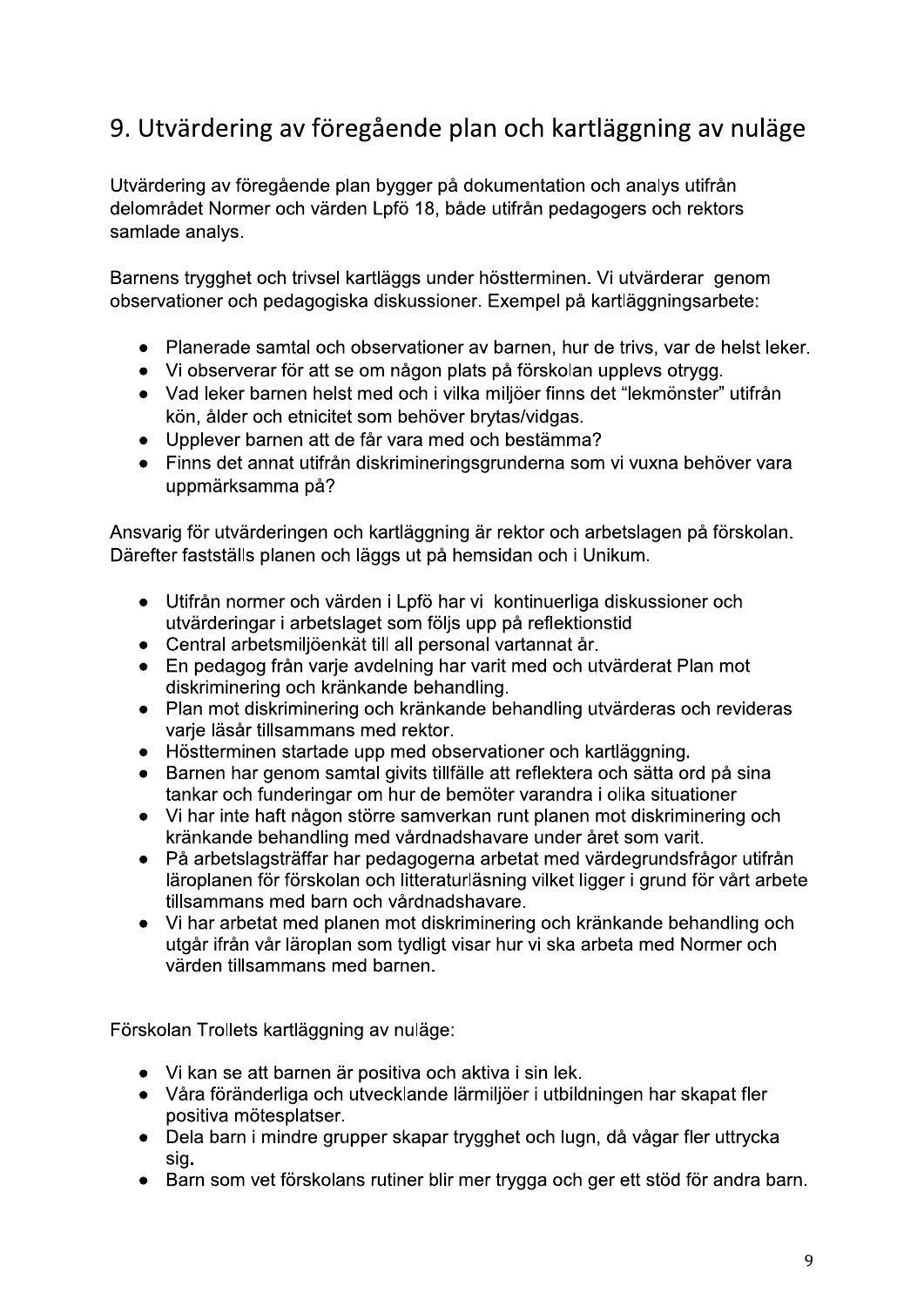## 9. Utvärdering av föregående plan och kartläggning av nuläge

Utvärdering av föregående plan bygger på dokumentation och analys utifrån delområdet Normer och värden Lpfö 18, både utifrån pedagogers och rektors samlade analys.

Barnens trygghet och trivsel kartläggs under höstterminen. Vi utvärderar genom observationer och pedagogiska diskussioner. Exempel på kartläggningsarbete:

- Planerade samtal och observationer av barnen, hur de trivs, var de helst leker.
- Vi observerar för att se om någon plats på förskolan upplevs otrygg.
- Vad leker barnen helst med och i vilka miljöer finns det "lekmönster" utifrån kön, ålder och etnicitet som behöver brytas/vidgas.
- Upplever barnen att de får vara med och bestämma?
- Finns det annat utifrån diskrimineringsgrunderna som vi vuxna behöver vara uppmärksamma på?

Ansvarig för utvärderingen och kartläggning är rektor och arbetslagen på förskolan. Därefter fastställs planen och läggs ut på hemsidan och i Unikum.

- Utifrån normer och värden i Lpfö har vi kontinuerliga diskussioner och utvärderingar i arbetslaget som följs upp på reflektionstid
- Central arbetsmiljöenkät till all personal vartannat år.
- En pedagog från varje avdelning har varit med och utvärderat Plan mot diskriminering och kränkande behandling.
- Plan mot diskriminering och kränkande behandling utvärderas och revideras varje läsår tillsammans med rektor.
- Höstterminen startade upp med observationer och kartläggning.
- Barnen har genom samtal givits tillfälle att reflektera och sätta ord på sina tankar och funderingar om hur de bemöter varandra i olika situationer
- Vi har inte haft någon större samverkan runt planen mot diskriminering och kränkande behandling med vårdnadshavare under året som varit.
- På arbetslagsträffar har pedagogerna arbetat med värdegrundsfrågor utifrån läroplanen för förskolan och litteraturläsning vilket ligger i grund för vårt arbete tillsammans med barn och vårdnadshavare.
- Vi har arbetat med planen mot diskriminering och kränkande behandling och utgår ifrån vår läroplan som tydligt visar hur vi ska arbeta med Normer och värden tillsammans med barnen.

Förskolan Trollets kartläggning av nuläge:

- Vi kan se att barnen är positiva och aktiva i sin lek.
- Våra föränderliga och utvecklande lärmiljöer i utbildningen har skapat fler positiva mötesplatser.
- Dela barn i mindre grupper skapar trygghet och lugn, då vågar fler uttrycka sig.
- Barn som vet förskolans rutiner blir mer trygga och ger ett stöd för andra barn.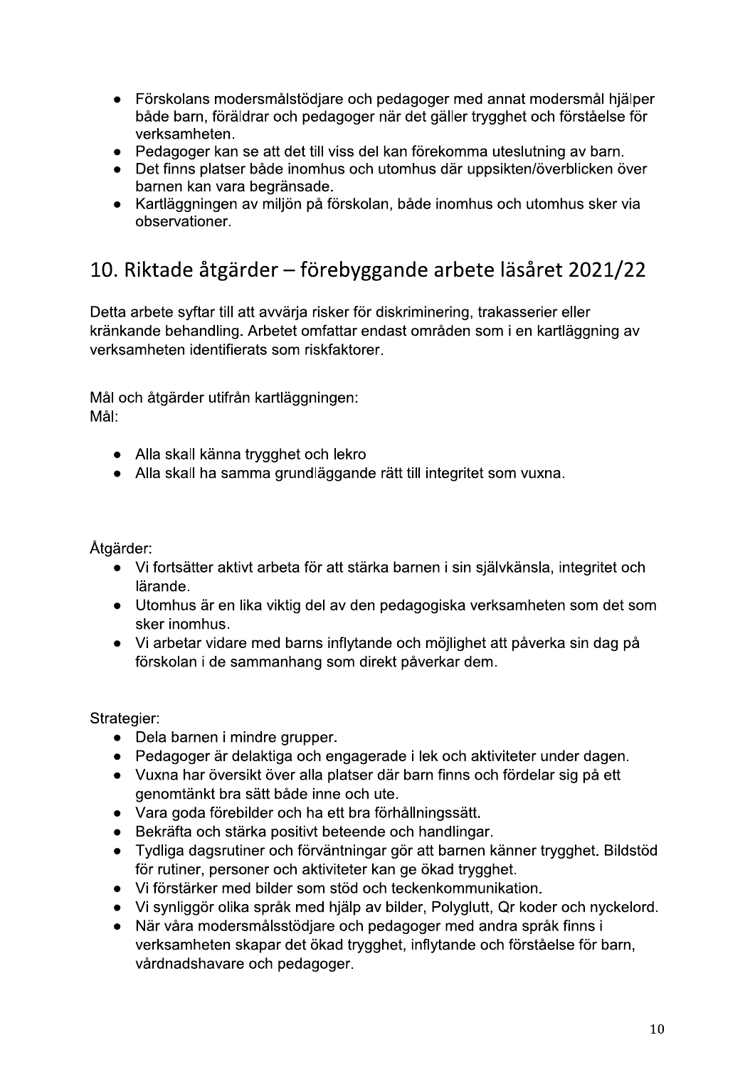- Förskolans modersmålstödjare och pedagoger med annat modersmål hjälper både barn, föräldrar och pedagoger när det gäller trygghet och förståelse för verksamheten.
- Pedagoger kan se att det till viss del kan förekomma uteslutning av barn.
- Det finns platser både inomhus och utomhus där uppsikten/överblicken över barnen kan vara begränsade.
- Kartläggningen av miljön på förskolan, både inomhus och utomhus sker via observationer.

## 10. Riktade åtgärder – förebyggande arbete läsåret 2021/22

Detta arbete syftar till att avvärja risker för diskriminering, trakasserier eller kränkande behandling. Arbetet omfattar endast områden som i en kartläggning av verksamheten identifierats som riskfaktorer.

Mål och åtgärder utifrån kartläggningen:
Mål:

- Alla skall känna trygghet och lekro
- Alla skall ha samma grundläggande rätt till integritet som vuxna.

Åtgärder:

- Vi fortsätter aktivt arbeta för att stärka barnen i sin självkänsla, integritet och lärande.
- Utomhus är en lika viktig del av den pedagogiska verksamheten som det som sker inomhus.
- Vi arbetar vidare med barns inflytande och möjlighet att påverka sin dag på förskolan i de sammanhang som direkt påverkar dem.

Strategier:

- Dela barnen i mindre grupper.
- Pedagoger är delaktiga och engagerade i lek och aktiviteter under dagen.
- Vuxna har översikt över alla platser där barn finns och fördelar sig på ett genomtänkt bra sätt både inne och ute.
- Vara goda förebilder och ha ett bra förhållningssätt.
- Bekräfta och stärka positivt beteende och handlingar.
- Tydliga dagsrutiner och förväntningar gör att barnen känner trygghet. Bildstöd för rutiner, personer och aktiviteter kan ge ökad trygghet.
- Vi förstärker med bilder som stöd och teckenkommunikation.
- Vi synliggör olika språk med hjälp av bilder, Polyglutt, Qr koder och nyckelord.
- När våra modersmålsstödjare och pedagoger med andra språk finns i verksamheten skapar det ökad trygghet, inflytande och förståelse för barn, vårdnadshavare och pedagoger.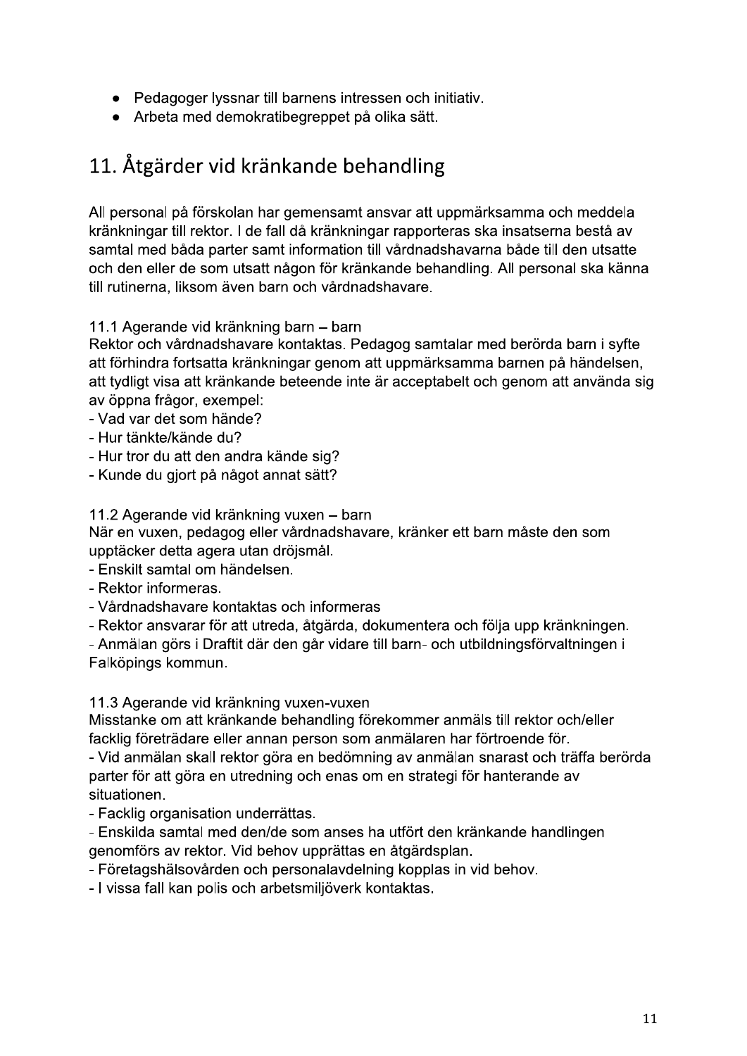- Pedagoger lyssnar till barnens intressen och initiativ.
- Arbeta med demokratibegreppet på olika sätt.

## 11. Åtgärder vid kränkande behandling

All personal på förskolan har gemensamt ansvar att uppmärksamma och meddela kränkningar till rektor. I de fall då kränkningar rapporteras ska insatserna bestå av samtal med båda parter samt information till vårdnadshavarna både till den utsatte och den eller de som utsatt någon för kränkande behandling. All personal ska känna till rutinerna, liksom även barn och vårdnadshavare.

11.1 Agerande vid kränkning barn – barn
Rektor och vårdnadshavare kontaktas. Pedagog samtalar med berörda barn i syfte att förhindra fortsatta kränkningar genom att uppmärksamma barnen på händelsen, att tydligt visa att kränkande beteende inte är acceptabelt och genom att använda sig av öppna frågor, exempel:
- Vad var det som hände?
- Hur tänkte/kände du?
- Hur tror du att den andra kände sig?
- Kunde du gjort på något annat sätt?

11.2 Agerande vid kränkning vuxen – barn
När en vuxen, pedagog eller vårdnadshavare, kränker ett barn måste den som upptäcker detta agera utan dröjsmål.
- Enskilt samtal om händelsen.
- Rektor informeras.
- Vårdnadshavare kontaktas och informeras
- Rektor ansvarar för att utreda, åtgärda, dokumentera och följa upp kränkningen.
- Anmälan görs i Draftit där den går vidare till barn- och utbildningsförvaltningen i Falköpings kommun.

11.3 Agerande vid kränkning vuxen-vuxen
Misstanke om att kränkande behandling förekommer anmäls till rektor och/eller facklig företrädare eller annan person som anmälaren har förtroende för.
- Vid anmälan skall rektor göra en bedömning av anmälan snarast och träffa berörda parter för att göra en utredning och enas om en strategi för hanterande av situationen.
- Facklig organisation underrättas.
- Enskilda samtal med den/de som anses ha utfört den kränkande handlingen genomförs av rektor. Vid behov upprättas en åtgärdsplan.
- Företagshälsovården och personalavdelning kopplas in vid behov.
- I vissa fall kan polis och arbetsmiljöverk kontaktas.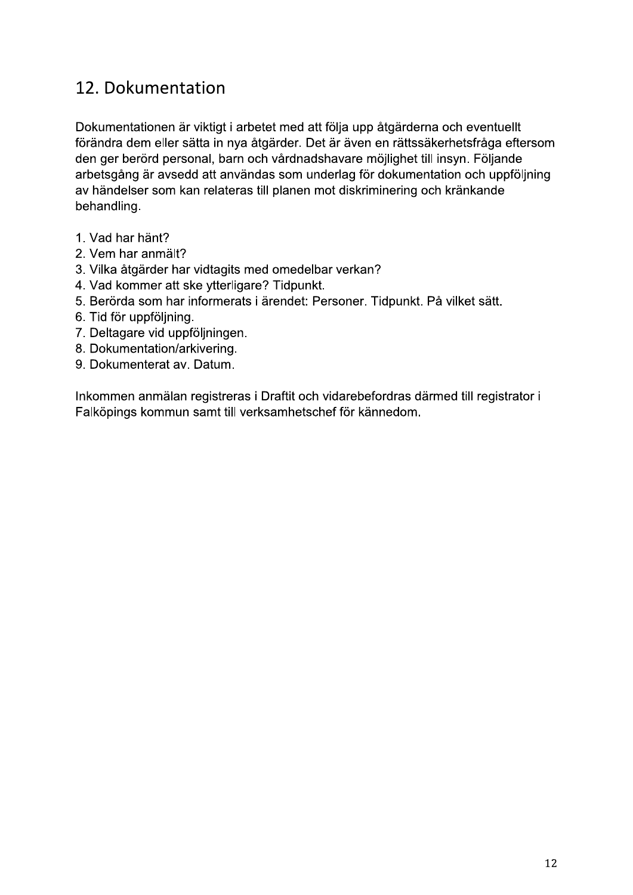## 12. Dokumentation

Dokumentationen är viktigt i arbetet med att följa upp åtgärderna och eventuellt förändra dem eller sätta in nya åtgärder. Det är även en rättssäkerhetsfråga eftersom den ger berörd personal, barn och vårdnadshavare möjlighet till insyn. Följande arbetsgång är avsedd att användas som underlag för dokumentation och uppföljning av händelser som kan relateras till planen mot diskriminering och kränkande behandling.

1. Vad har hänt?
2. Vem har anmält?
3. Vilka åtgärder har vidtagits med omedelbar verkan?
4. Vad kommer att ske ytterligare? Tidpunkt.
5. Berörda som har informerats i ärendet: Personer. Tidpunkt. På vilket sätt.
6. Tid för uppföljning.
7. Deltagare vid uppföljningen.
8. Dokumentation/arkivering.
9. Dokumenterat av. Datum.

Inkommen anmälan registreras i Draftit och vidarebefordras därmed till registrator i Falköpings kommun samt till verksamhetschef för kännedom.